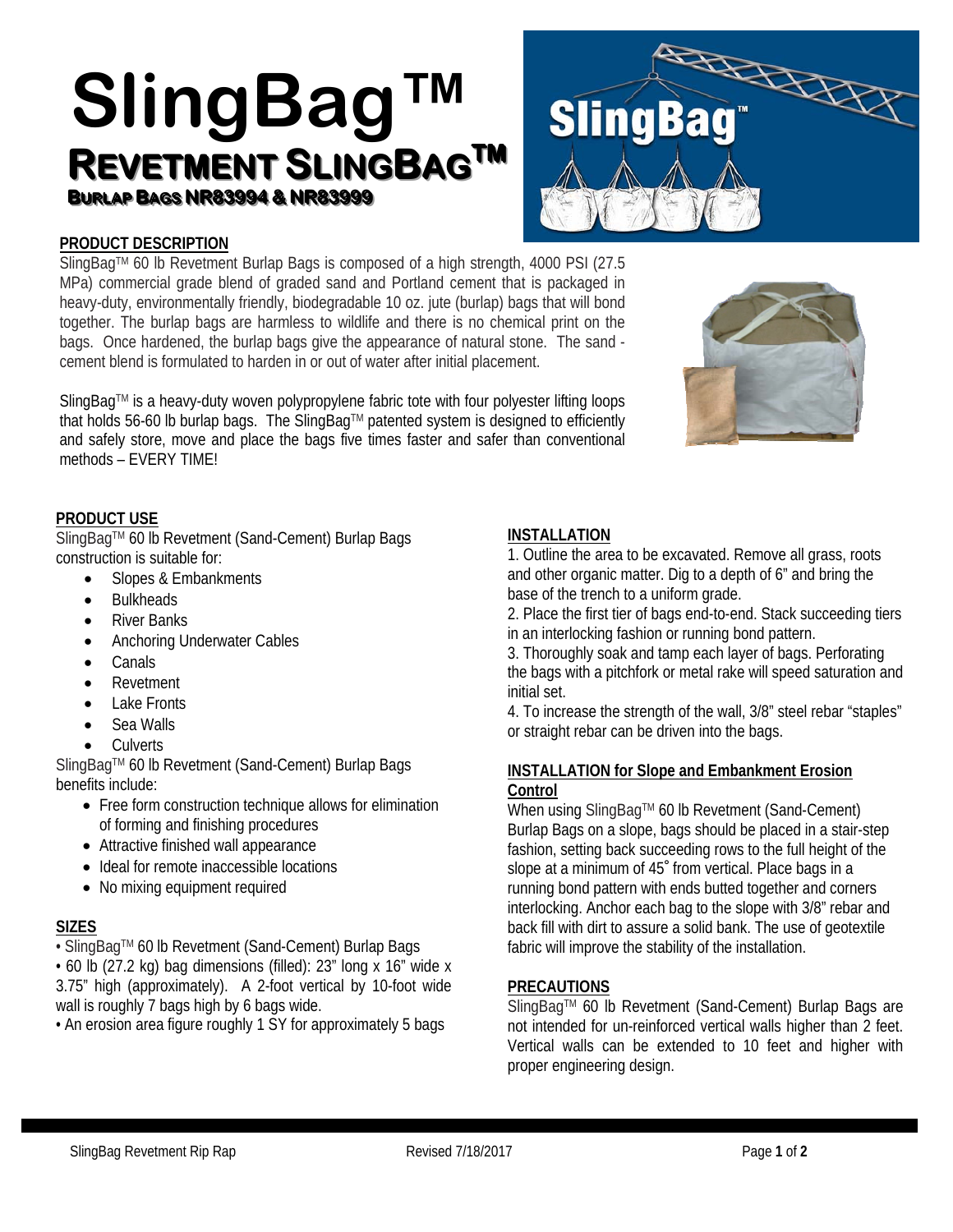# SlingBag™

## Revetment SlingBag™

### Burlap Bags NR83994 & NR83999

**PRODUCT DESCRIPTION**

SlingBag™ 60 lb Revetment Burlap Bags is composed of a high strength, 4000 PSI (27.5 MPa) commercial grade blend of graded sand and Portland cement that is packaged in heavy-duty, environmentally friendly, biodegradable 10 oz. jute (burlap) bags that will bond together. The burlap bags are harmless to wildlife and there is no chemical print on the bags. Once hardened, the burlap bags give the appearance of natural stone. The sand - cement blend is formulated to harden in or out of water after initial placement.

SlingBag™ is a heavy-duty woven polypropylene fabric tote with four polyester lifting loops that holds 56-60 lb burlap bags. The SlingBag™ patented system is designed to efficiently and safely store, move and place the bags five times faster and safer than conventional methods – EVERY TIME!

**PRODUCT USE**

SlingBag™ 60 lb Revetment (Sand-Cement) Burlap Bags construction is suitable for:

- Slopes & Embankments
- Bulkheads
- River Banks
- Anchoring Underwater Cables
- Canals
- Revetment
- Lake Fronts
- Sea Walls
- Culverts

SlingBag™ 60 lb Revetment (Sand-Cement) Burlap Bags benefits include:

- Free form construction technique allows for elimination of forming and finishing procedures
- Attractive finished wall appearance
- Ideal for remote inaccessible locations
- No mixing equipment required

**SIZES**

- SlingBag™ 60 lb Revetment (Sand-Cement) Burlap Bags
- 60 lb (27.2 kg) bag dimensions (filled): 23" long x 16" wide x 3.75" high (approximately). A 2-foot vertical by 10-foot wide wall is roughly 7 bags high by 6 bags wide.
- An erosion area figure roughly 1 SY for approximately 5 bags

**INSTALLATION**

1. Outline the area to be excavated. Remove all grass, roots and other organic matter. Dig to a depth of 6" and bring the base of the trench to a uniform grade.
2. Place the first tier of bags end-to-end. Stack succeeding tiers in an interlocking fashion or running bond pattern.
3. Thoroughly soak and tamp each layer of bags. Perforating the bags with a pitchfork or metal rake will speed saturation and initial set.
4. To increase the strength of the wall, 3/8" steel rebar "staples" or straight rebar can be driven into the bags.

**INSTALLATION for Slope and Embankment Erosion Control**

When using SlingBag™ 60 lb Revetment (Sand-Cement) Burlap Bags on a slope, bags should be placed in a stair-step fashion, setting back succeeding rows to the full height of the slope at a minimum of 45˚ from vertical. Place bags in a running bond pattern with ends butted together and corners interlocking. Anchor each bag to the slope with 3/8" rebar and back fill with dirt to assure a solid bank. The use of geotextile fabric will improve the stability of the installation.

**PRECAUTIONS**

SlingBag™ 60 lb Revetment (Sand-Cement) Burlap Bags are not intended for un-reinforced vertical walls higher than 2 feet. Vertical walls can be extended to 10 feet and higher with proper engineering design.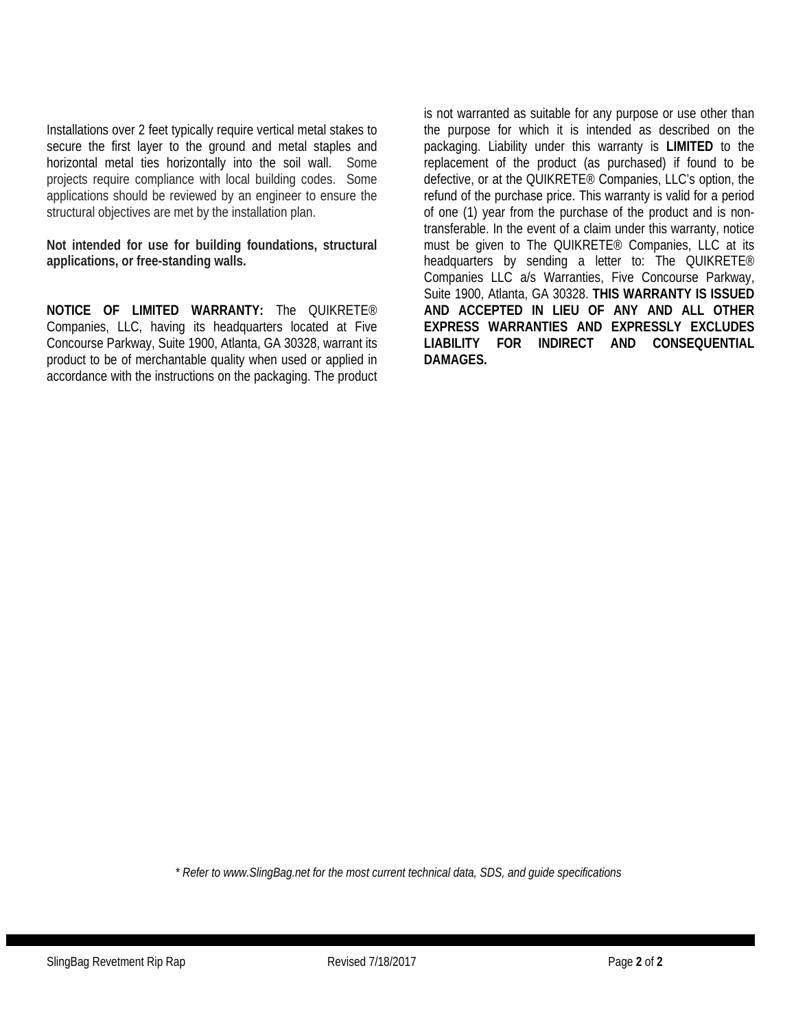Installations over 2 feet typically require vertical metal stakes to secure the first layer to the ground and metal staples and horizontal metal ties horizontally into the soil wall. Some projects require compliance with local building codes. Some applications should be reviewed by an engineer to ensure the structural objectives are met by the installation plan.

**Not intended for use for building foundations, structural applications, or free-standing walls.**

**NOTICE OF LIMITED WARRANTY:** The QUIKRETE® Companies, LLC, having its headquarters located at Five Concourse Parkway, Suite 1900, Atlanta, GA 30328, warrant its product to be of merchantable quality when used or applied in accordance with the instructions on the packaging. The product is not warranted as suitable for any purpose or use other than the purpose for which it is intended as described on the packaging. Liability under this warranty is **LIMITED** to the replacement of the product (as purchased) if found to be defective, or at the QUIKRETE® Companies, LLC's option, the refund of the purchase price. This warranty is valid for a period of one (1) year from the purchase of the product and is non-transferable. In the event of a claim under this warranty, notice must be given to The QUIKRETE® Companies, LLC at its headquarters by sending a letter to: The QUIKRETE® Companies LLC a/s Warranties, Five Concourse Parkway, Suite 1900, Atlanta, GA 30328. **THIS WARRANTY IS ISSUED AND ACCEPTED IN LIEU OF ANY AND ALL OTHER EXPRESS WARRANTIES AND EXPRESSLY EXCLUDES LIABILITY FOR INDIRECT AND CONSEQUENTIAL DAMAGES.**

*\* Refer to www.SlingBag.net for the most current technical data, SDS, and guide specifications*